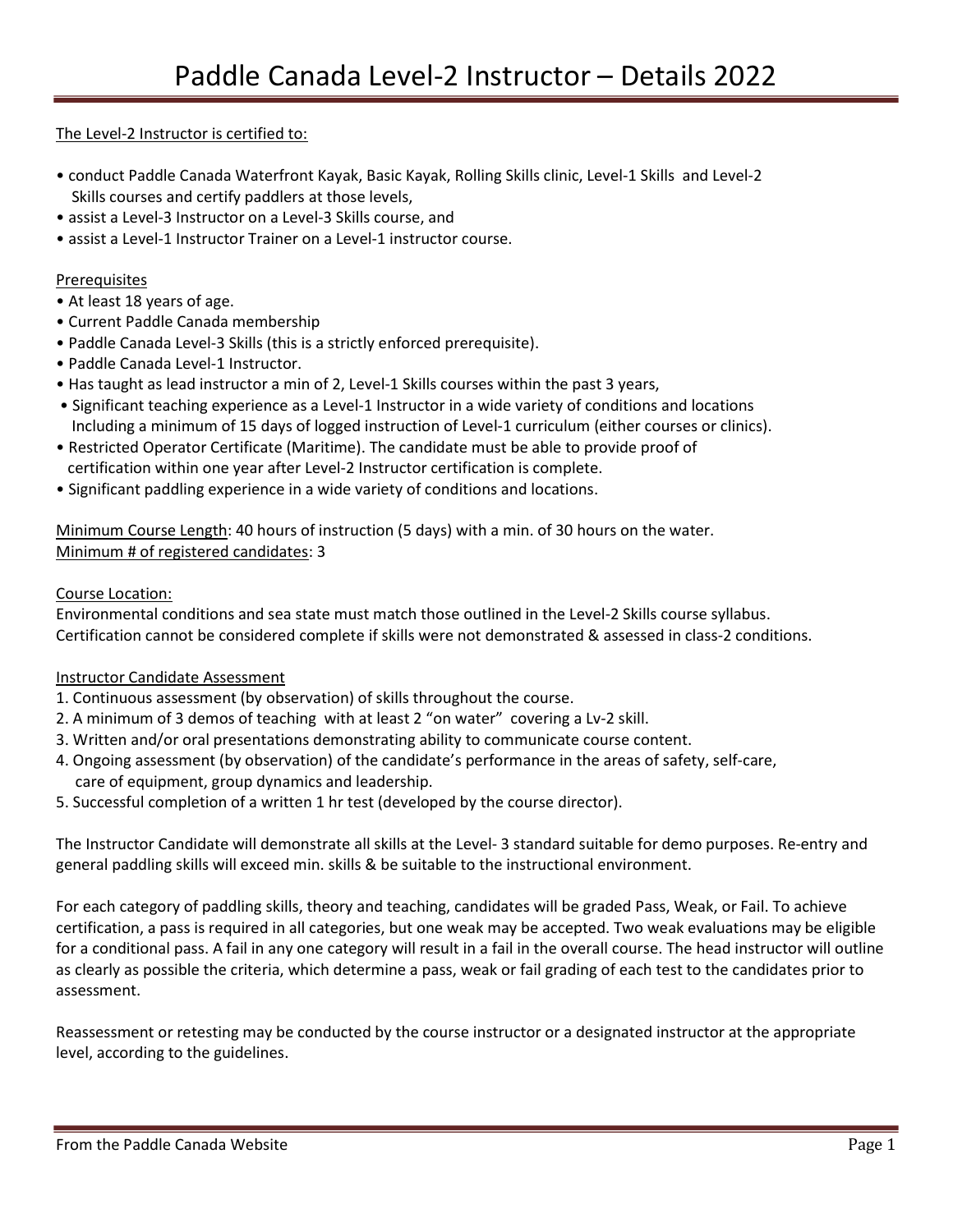# Paddle Canada Level-2 Instructor – Details 2022

The Level-2 Instructor is certified to:

- conduct Paddle Canada Waterfront Kayak, Basic Kayak, Rolling Skills clinic, Level-1 Skills and Level-2 Skills courses and certify paddlers at those levels,
- assist a Level-3 Instructor on a Level-3 Skills course, and
- assist a Level-1 Instructor Trainer on a Level-1 instructor course.

Prerequisites

- At least 18 years of age.
- Current Paddle Canada membership
- Paddle Canada Level-3 Skills (this is a strictly enforced prerequisite).
- Paddle Canada Level-1 Instructor.
- Has taught as lead instructor a min of 2, Level-1 Skills courses within the past 3 years,
- Significant teaching experience as a Level-1 Instructor in a wide variety of conditions and locations Including a minimum of 15 days of logged instruction of Level-1 curriculum (either courses or clinics).
- Restricted Operator Certificate (Maritime). The candidate must be able to provide proof of certification within one year after Level-2 Instructor certification is complete.
- Significant paddling experience in a wide variety of conditions and locations.

Minimum Course Length: 40 hours of instruction (5 days) with a min. of 30 hours on the water.
Minimum # of registered candidates: 3

Course Location:
Environmental conditions and sea state must match those outlined in the Level-2 Skills course syllabus. Certification cannot be considered complete if skills were not demonstrated & assessed in class-2 conditions.

Instructor Candidate Assessment

1. Continuous assessment (by observation) of skills throughout the course.
2. A minimum of 3 demos of teaching with at least 2 "on water" covering a Lv-2 skill.
3. Written and/or oral presentations demonstrating ability to communicate course content.
4. Ongoing assessment (by observation) of the candidate's performance in the areas of safety, self-care, care of equipment, group dynamics and leadership.
5. Successful completion of a written 1 hr test (developed by the course director).

The Instructor Candidate will demonstrate all skills at the Level- 3 standard suitable for demo purposes. Re-entry and general paddling skills will exceed min. skills & be suitable to the instructional environment.

For each category of paddling skills, theory and teaching, candidates will be graded Pass, Weak, or Fail. To achieve certification, a pass is required in all categories, but one weak may be accepted. Two weak evaluations may be eligible for a conditional pass. A fail in any one category will result in a fail in the overall course. The head instructor will outline as clearly as possible the criteria, which determine a pass, weak or fail grading of each test to the candidates prior to assessment.

Reassessment or retesting may be conducted by the course instructor or a designated instructor at the appropriate level, according to the guidelines.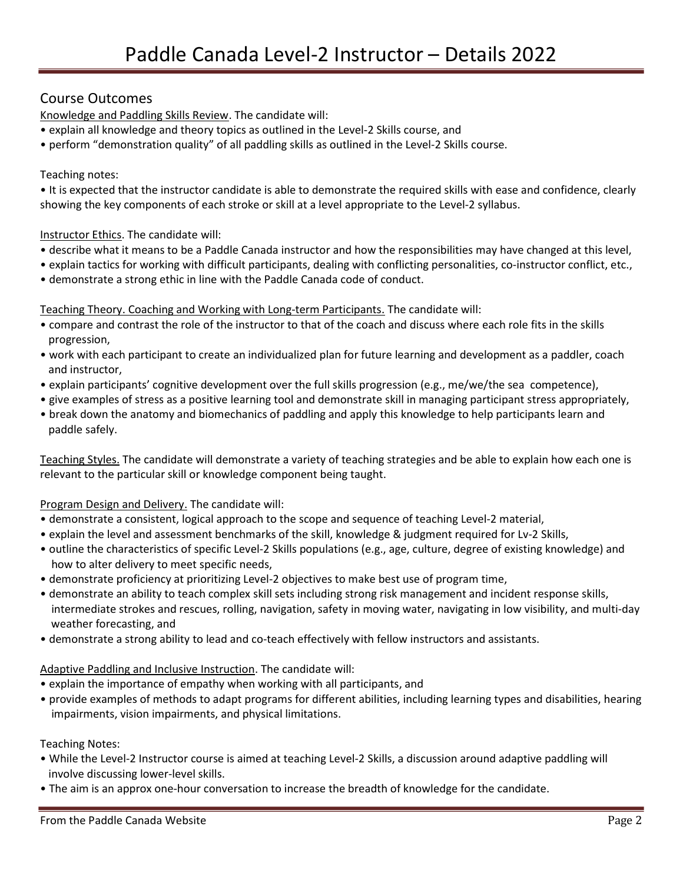# Paddle Canada Level-2 Instructor – Details 2022

## Course Outcomes

Knowledge and Paddling Skills Review. The candidate will:

- explain all knowledge and theory topics as outlined in the Level-2 Skills course, and
- perform "demonstration quality" of all paddling skills as outlined in the Level-2 Skills course.

Teaching notes:

- It is expected that the instructor candidate is able to demonstrate the required skills with ease and confidence, clearly showing the key components of each stroke or skill at a level appropriate to the Level-2 syllabus.

Instructor Ethics. The candidate will:

- describe what it means to be a Paddle Canada instructor and how the responsibilities may have changed at this level,
- explain tactics for working with difficult participants, dealing with conflicting personalities, co-instructor conflict, etc.,
- demonstrate a strong ethic in line with the Paddle Canada code of conduct.

Teaching Theory. Coaching and Working with Long-term Participants. The candidate will:

- compare and contrast the role of the instructor to that of the coach and discuss where each role fits in the skills progression,
- work with each participant to create an individualized plan for future learning and development as a paddler, coach and instructor,
- explain participants' cognitive development over the full skills progression (e.g., me/we/the sea competence),
- give examples of stress as a positive learning tool and demonstrate skill in managing participant stress appropriately,
- break down the anatomy and biomechanics of paddling and apply this knowledge to help participants learn and paddle safely.

Teaching Styles. The candidate will demonstrate a variety of teaching strategies and be able to explain how each one is relevant to the particular skill or knowledge component being taught.

Program Design and Delivery. The candidate will:

- demonstrate a consistent, logical approach to the scope and sequence of teaching Level-2 material,
- explain the level and assessment benchmarks of the skill, knowledge & judgment required for Lv-2 Skills,
- outline the characteristics of specific Level-2 Skills populations (e.g., age, culture, degree of existing knowledge) and how to alter delivery to meet specific needs,
- demonstrate proficiency at prioritizing Level-2 objectives to make best use of program time,
- demonstrate an ability to teach complex skill sets including strong risk management and incident response skills, intermediate strokes and rescues, rolling, navigation, safety in moving water, navigating in low visibility, and multi-day weather forecasting, and
- demonstrate a strong ability to lead and co-teach effectively with fellow instructors and assistants.

Adaptive Paddling and Inclusive Instruction. The candidate will:

- explain the importance of empathy when working with all participants, and
- provide examples of methods to adapt programs for different abilities, including learning types and disabilities, hearing impairments, vision impairments, and physical limitations.

Teaching Notes:

- While the Level-2 Instructor course is aimed at teaching Level-2 Skills, a discussion around adaptive paddling will involve discussing lower-level skills.
- The aim is an approx one-hour conversation to increase the breadth of knowledge for the candidate.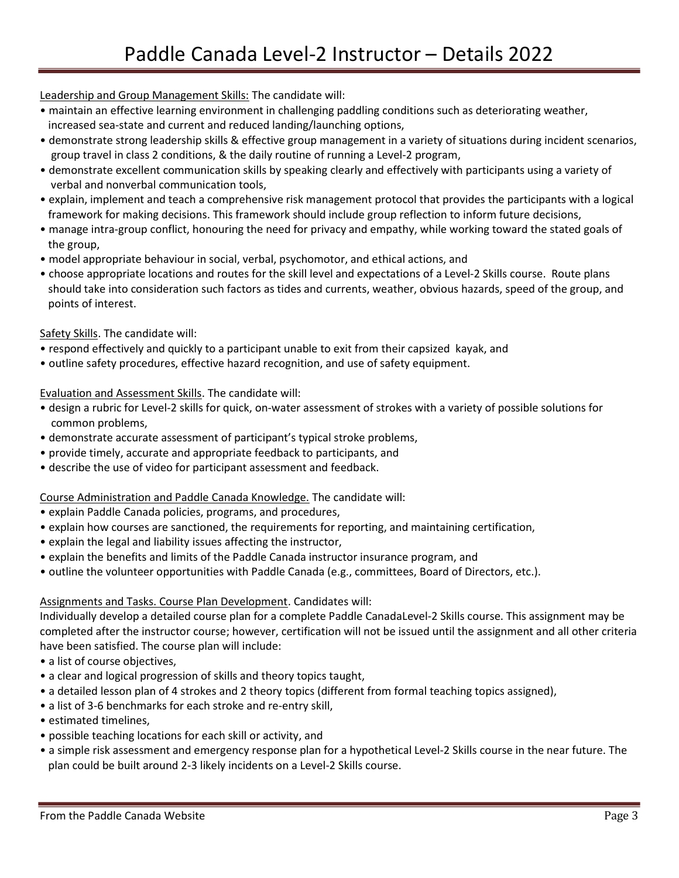# Paddle Canada Level-2 Instructor – Details 2022

Leadership and Group Management Skills: The candidate will:

- maintain an effective learning environment in challenging paddling conditions such as deteriorating weather, increased sea-state and current and reduced landing/launching options,
- demonstrate strong leadership skills & effective group management in a variety of situations during incident scenarios, group travel in class 2 conditions, & the daily routine of running a Level-2 program,
- demonstrate excellent communication skills by speaking clearly and effectively with participants using a variety of verbal and nonverbal communication tools,
- explain, implement and teach a comprehensive risk management protocol that provides the participants with a logical framework for making decisions. This framework should include group reflection to inform future decisions,
- manage intra-group conflict, honouring the need for privacy and empathy, while working toward the stated goals of the group,
- model appropriate behaviour in social, verbal, psychomotor, and ethical actions, and
- choose appropriate locations and routes for the skill level and expectations of a Level-2 Skills course. Route plans should take into consideration such factors as tides and currents, weather, obvious hazards, speed of the group, and points of interest.

Safety Skills. The candidate will:

- respond effectively and quickly to a participant unable to exit from their capsized kayak, and
- outline safety procedures, effective hazard recognition, and use of safety equipment.

Evaluation and Assessment Skills. The candidate will:

- design a rubric for Level-2 skills for quick, on-water assessment of strokes with a variety of possible solutions for common problems,
- demonstrate accurate assessment of participant's typical stroke problems,
- provide timely, accurate and appropriate feedback to participants, and
- describe the use of video for participant assessment and feedback.

Course Administration and Paddle Canada Knowledge. The candidate will:

- explain Paddle Canada policies, programs, and procedures,
- explain how courses are sanctioned, the requirements for reporting, and maintaining certification,
- explain the legal and liability issues affecting the instructor,
- explain the benefits and limits of the Paddle Canada instructor insurance program, and
- outline the volunteer opportunities with Paddle Canada (e.g., committees, Board of Directors, etc.).

Assignments and Tasks. Course Plan Development. Candidates will:

Individually develop a detailed course plan for a complete Paddle CanadaLevel-2 Skills course. This assignment may be completed after the instructor course; however, certification will not be issued until the assignment and all other criteria have been satisfied. The course plan will include:

- a list of course objectives,
- a clear and logical progression of skills and theory topics taught,
- a detailed lesson plan of 4 strokes and 2 theory topics (different from formal teaching topics assigned),
- a list of 3-6 benchmarks for each stroke and re-entry skill,
- estimated timelines,
- possible teaching locations for each skill or activity, and
- a simple risk assessment and emergency response plan for a hypothetical Level-2 Skills course in the near future. The plan could be built around 2-3 likely incidents on a Level-2 Skills course.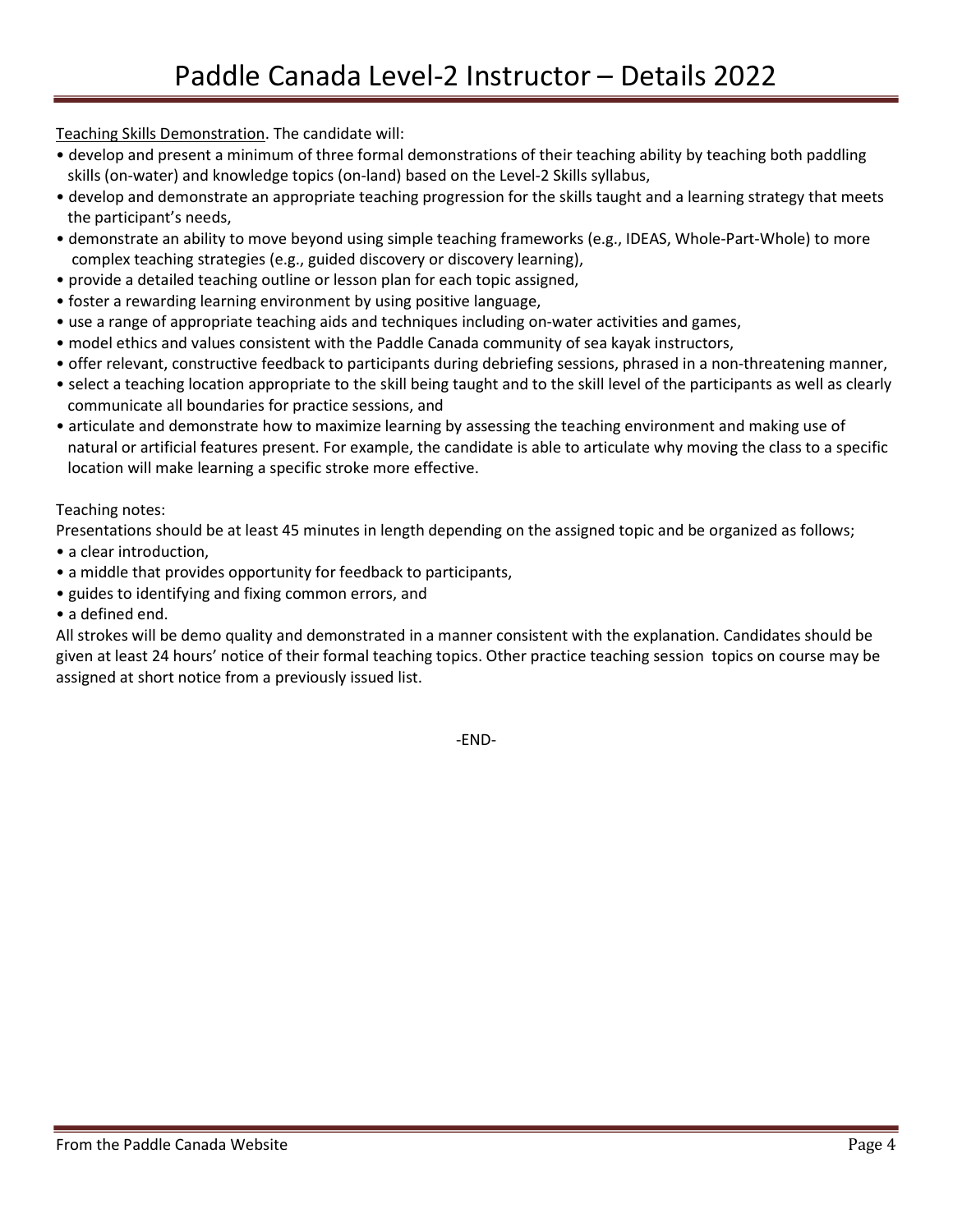Teaching Skills Demonstration. The candidate will:

- develop and present a minimum of three formal demonstrations of their teaching ability by teaching both paddling skills (on-water) and knowledge topics (on-land) based on the Level-2 Skills syllabus,
- develop and demonstrate an appropriate teaching progression for the skills taught and a learning strategy that meets the participant's needs,
- demonstrate an ability to move beyond using simple teaching frameworks (e.g., IDEAS, Whole-Part-Whole) to more complex teaching strategies (e.g., guided discovery or discovery learning),
- provide a detailed teaching outline or lesson plan for each topic assigned,
- foster a rewarding learning environment by using positive language,
- use a range of appropriate teaching aids and techniques including on-water activities and games,
- model ethics and values consistent with the Paddle Canada community of sea kayak instructors,
- offer relevant, constructive feedback to participants during debriefing sessions, phrased in a non-threatening manner,
- select a teaching location appropriate to the skill being taught and to the skill level of the participants as well as clearly communicate all boundaries for practice sessions, and
- articulate and demonstrate how to maximize learning by assessing the teaching environment and making use of natural or artificial features present. For example, the candidate is able to articulate why moving the class to a specific location will make learning a specific stroke more effective.

Teaching notes:

Presentations should be at least 45 minutes in length depending on the assigned topic and be organized as follows;

- a clear introduction,
- a middle that provides opportunity for feedback to participants,
- guides to identifying and fixing common errors, and
- a defined end.

All strokes will be demo quality and demonstrated in a manner consistent with the explanation. Candidates should be given at least 24 hours' notice of their formal teaching topics. Other practice teaching session topics on course may be assigned at short notice from a previously issued list.

-END-